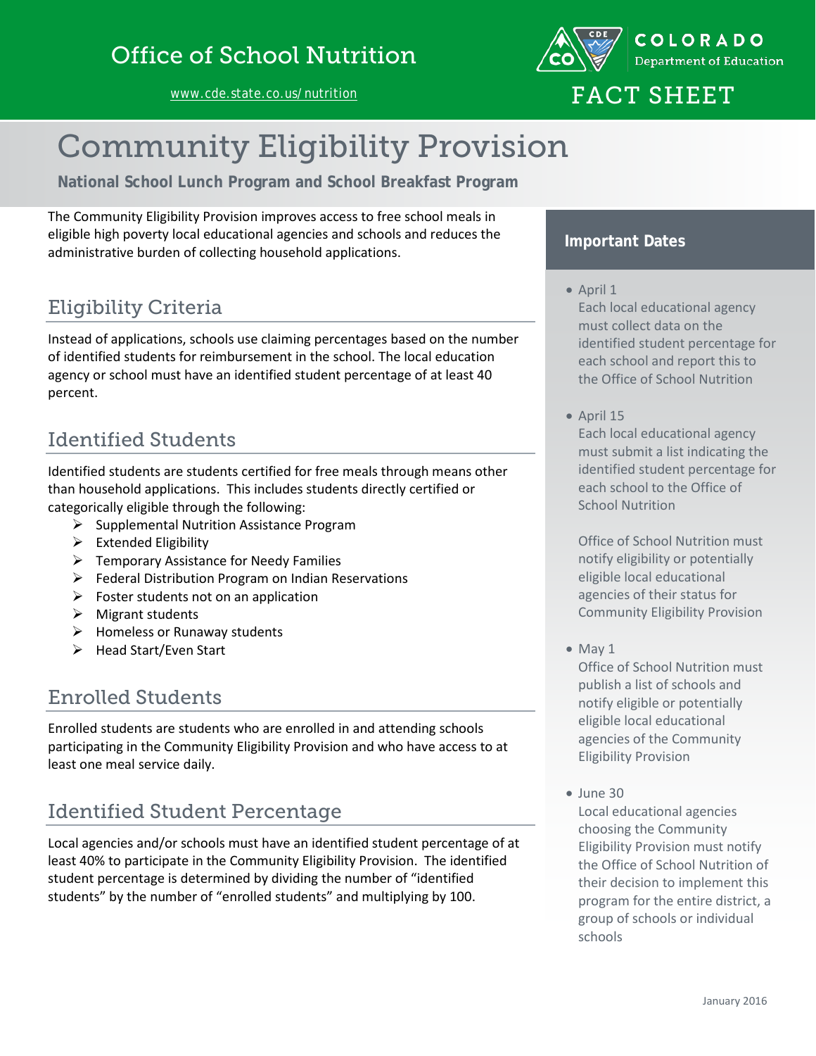Office of School Nutrition

www.cde.state.co.us/nutrition

COLORADO Department of Education

FACT SHEET

# Community Eligibility Provision

**National School Lunch Program and School Breakfast Program**

The Community Eligibility Provision improves access to free school meals in eligible high poverty local educational agencies and schools and reduces the administrative burden of collecting household applications.

## Eligibility Criteria

Instead of applications, schools use claiming percentages based on the number of identified students for reimbursement in the school. The local education agency or school must have an identified student percentage of at least 40 percent.

## Identified Students

Identified students are students certified for free meals through means other than household applications. This includes students directly certified or categorically eligible through the following:

- Supplemental Nutrition Assistance Program
- Extended Eligibility
- Temporary Assistance for Needy Families
- Federal Distribution Program on Indian Reservations
- Foster students not on an application
- Migrant students
- Homeless or Runaway students
- Head Start/Even Start

## Enrolled Students

Enrolled students are students who are enrolled in and attending schools participating in the Community Eligibility Provision and who have access to at least one meal service daily.

## Identified Student Percentage

Local agencies and/or schools must have an identified student percentage of at least 40% to participate in the Community Eligibility Provision. The identified student percentage is determined by dividing the number of "identified students" by the number of "enrolled students" and multiplying by 100.

## Important Dates

- April 1
  Each local educational agency must collect data on the identified student percentage for each school and report this to the Office of School Nutrition

- April 15
  Each local educational agency must submit a list indicating the identified student percentage for each school to the Office of School Nutrition

  Office of School Nutrition must notify eligibility or potentially eligible local educational agencies of their status for Community Eligibility Provision

- May 1
  Office of School Nutrition must publish a list of schools and notify eligible or potentially eligible local educational agencies of the Community Eligibility Provision

- June 30
  Local educational agencies choosing the Community Eligibility Provision must notify the Office of School Nutrition of their decision to implement this program for the entire district, a group of schools or individual schools

January 2016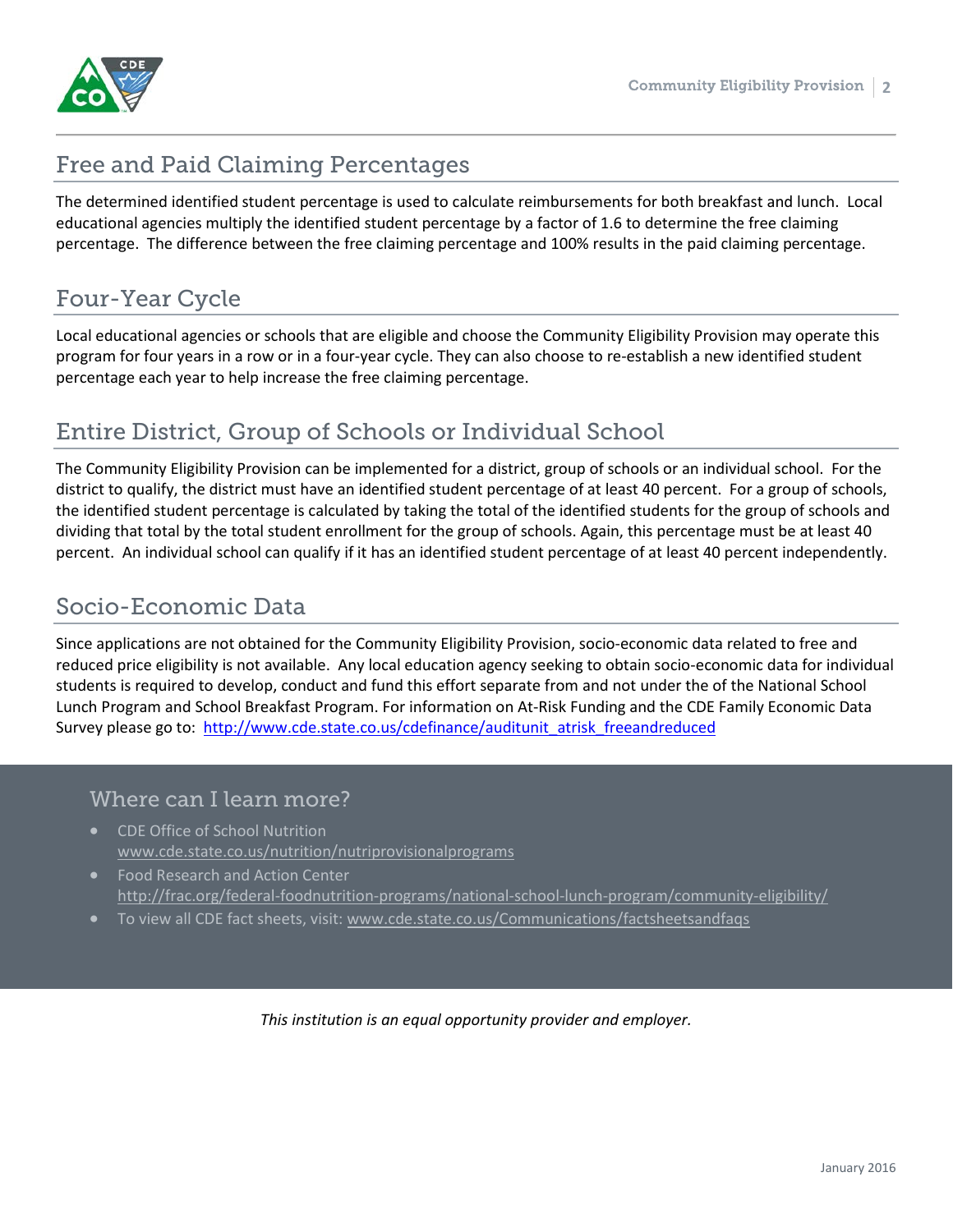## Free and Paid Claiming Percentages

The determined identified student percentage is used to calculate reimbursements for both breakfast and lunch. Local educational agencies multiply the identified student percentage by a factor of 1.6 to determine the free claiming percentage. The difference between the free claiming percentage and 100% results in the paid claiming percentage.

## Four-Year Cycle

Local educational agencies or schools that are eligible and choose the Community Eligibility Provision may operate this program for four years in a row or in a four-year cycle. They can also choose to re-establish a new identified student percentage each year to help increase the free claiming percentage.

## Entire District, Group of Schools or Individual School

The Community Eligibility Provision can be implemented for a district, group of schools or an individual school. For the district to qualify, the district must have an identified student percentage of at least 40 percent. For a group of schools, the identified student percentage is calculated by taking the total of the identified students for the group of schools and dividing that total by the total student enrollment for the group of schools. Again, this percentage must be at least 40 percent. An individual school can qualify if it has an identified student percentage of at least 40 percent independently.

## Socio-Economic Data

Since applications are not obtained for the Community Eligibility Provision, socio-economic data related to free and reduced price eligibility is not available. Any local education agency seeking to obtain socio-economic data for individual students is required to develop, conduct and fund this effort separate from and not under the of the National School Lunch Program and School Breakfast Program. For information on At-Risk Funding and the CDE Family Economic Data Survey please go to: http://www.cde.state.co.us/cdefinance/auditunit_atrisk_freeandreduced

## Where can I learn more?

- CDE Office of School Nutrition
  www.cde.state.co.us/nutrition/nutriprovisionalprograms
- Food Research and Action Center
  http://frac.org/federal-foodnutrition-programs/national-school-lunch-program/community-eligibility/
- To view all CDE fact sheets, visit: www.cde.state.co.us/Communications/factsheetsandfaqs

*This institution is an equal opportunity provider and employer.*

January 2016